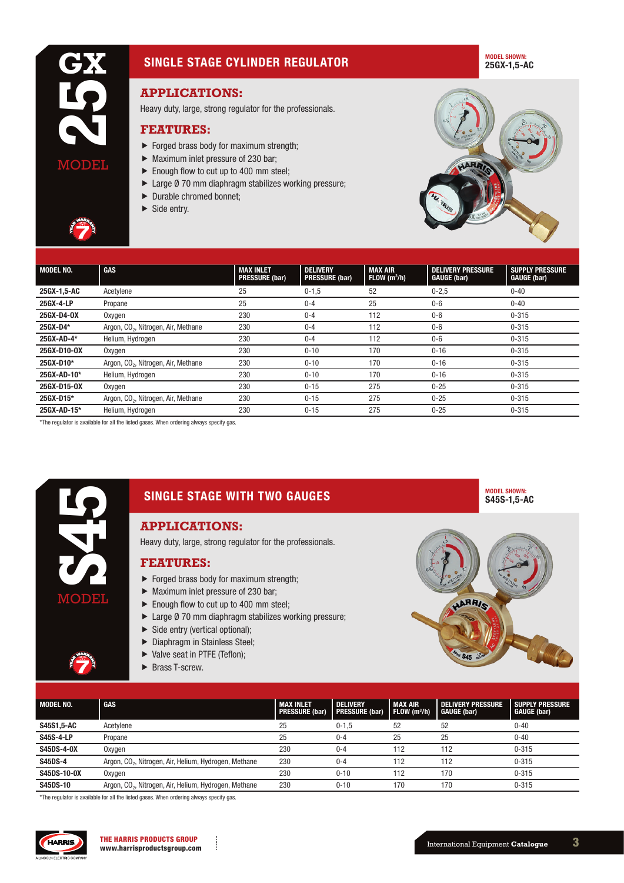# 25GX MODEL

## SINGLE STAGE CYLINDER REGULATOR

MODEL SHOWN:
**25GX-1,5-AC**

### APPLICATIONS:

Heavy duty, large, strong regulator for the professionals.

### FEATURES:

- Forged brass body for maximum strength;
- Maximum inlet pressure of 230 bar;
- Enough flow to cut up to 400 mm steel;
- Large Ø 70 mm diaphragm stabilizes working pressure;
- Durable chromed bonnet;
- Side entry.

| MODEL NO. | GAS | MAX INLET PRESSURE (bar) | DELIVERY PRESSURE (bar) | MAX AIR FLOW ($m^3$/h) | DELIVERY PRESSURE GAUGE (bar) | SUPPLY PRESSURE GAUGE (bar) |
|---|---|---|---|---|---|---|
| 25GX-1,5-AC | Acetylene | 25 | 0-1,5 | 52 | 0-2,5 | 0-40 |
| 25GX-4-LP | Propane | 25 | 0-4 | 25 | 0-6 | 0-40 |
| 25GX-D4-OX | Oxygen | 230 | 0-4 | 112 | 0-6 | 0-315 |
| 25GX-D4* | Argon, $CO_2$, Nitrogen, Air, Methane | 230 | 0-4 | 112 | 0-6 | 0-315 |
| 25GX-AD-4* | Helium, Hydrogen | 230 | 0-4 | 112 | 0-6 | 0-315 |
| 25GX-D10-OX | Oxygen | 230 | 0-10 | 170 | 0-16 | 0-315 |
| 25GX-D10* | Argon, $CO_2$, Nitrogen, Air, Methane | 230 | 0-10 | 170 | 0-16 | 0-315 |
| 25GX-AD-10* | Helium, Hydrogen | 230 | 0-10 | 170 | 0-16 | 0-315 |
| 25GX-D15-OX | Oxygen | 230 | 0-15 | 275 | 0-25 | 0-315 |
| 25GX-D15* | Argon, $CO_2$, Nitrogen, Air, Methane | 230 | 0-15 | 275 | 0-25 | 0-315 |
| 25GX-AD-15* | Helium, Hydrogen | 230 | 0-15 | 275 | 0-25 | 0-315 |

*The regulator is available for all the listed gases. When ordering always specify gas.

# S45 MODEL

## SINGLE STAGE WITH TWO GAUGES

MODEL SHOWN:
**S45S-1,5-AC**

### APPLICATIONS:

Heavy duty, large, strong regulator for the professionals.

### FEATURES:

- Forged brass body for maximum strength;
- Maximum inlet pressure of 230 bar;
- Enough flow to cut up to 400 mm steel;
- Large Ø 70 mm diaphragm stabilizes working pressure;
- Side entry (vertical optional);
- Diaphragm in Stainless Steel;
- Valve seat in PTFE (Teflon);
- Brass T-screw.

| MODEL NO. | GAS | MAX INLET PRESSURE (bar) | DELIVERY PRESSURE (bar) | MAX AIR FLOW ($m^3$/h) | DELIVERY PRESSURE GAUGE (bar) | SUPPLY PRESSURE GAUGE (bar) |
|---|---|---|---|---|---|---|
| S45S1,5-AC | Acetylene | 25 | 0-1,5 | 52 | 52 | 0-40 |
| S45S-4-LP | Propane | 25 | 0-4 | 25 | 25 | 0-40 |
| S45DS-4-OX | Oxygen | 230 | 0-4 | 112 | 112 | 0-315 |
| S45DS-4 | Argon, $CO_2$, Nitrogen, Air, Helium, Hydrogen, Methane | 230 | 0-4 | 112 | 112 | 0-315 |
| S45DS-10-OX | Oxygen | 230 | 0-10 | 112 | 170 | 0-315 |
| S45DS-10 | Argon, $CO_2$, Nitrogen, Air, Helium, Hydrogen, Methane | 230 | 0-10 | 170 | 170 | 0-315 |

*The regulator is available for all the listed gases. When ordering always specify gas.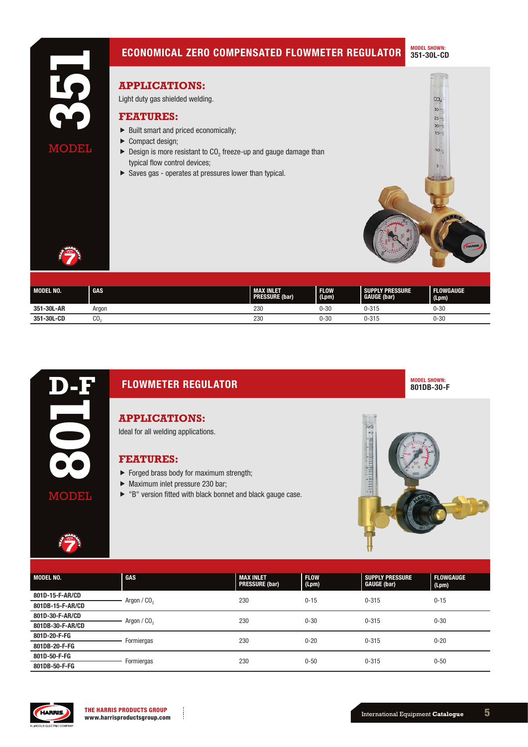# 351 MODEL

## ECONOMICAL ZERO COMPENSATED FLOWMETER REGULATOR

MODEL SHOWN: **351-30L-CD**

### APPLICATIONS:

Light duty gas shielded welding.

### FEATURES:

- Built smart and priced economically;
- Compact design;
- Design is more resistant to $CO_2$ freeze-up and gauge damage than typical flow control devices;
- Saves gas - operates at pressures lower than typical.

| MODEL NO. | GAS | MAX INLET PRESSURE (bar) | FLOW (Lpm) | SUPPLY PRESSURE GAUGE (bar) | FLOWGAUGE (Lpm) |
|---|---|---|---|---|---|
| 351-30L-AR | Argon | 230 | 0-30 | 0-315 | 0-30 |
| 351-30L-CD | $CO_2$ | 230 | 0-30 | 0-315 | 0-30 |

# 801D-F MODEL

## FLOWMETER REGULATOR

MODEL SHOWN: **801DB-30-F**

### APPLICATIONS:

Ideal for all welding applications.

### FEATURES:

- Forged brass body for maximum strength;
- Maximum inlet pressure 230 bar;
- "B" version fitted with black bonnet and black gauge case.

| MODEL NO. | GAS | MAX INLET PRESSURE (bar) | FLOW (Lpm) | SUPPLY PRESSURE GAUGE (bar) | FLOWGAUGE (Lpm) |
|---|---|---|---|---|---|
| 801D-15-F-AR/CD<br>801DB-15-F-AR/CD | Argon / $CO_2$ | 230 | 0-15 | 0-315 | 0-15 |
| 801D-30-F-AR/CD<br>801DB-30-F-AR/CD | Argon / $CO_2$ | 230 | 0-30 | 0-315 | 0-30 |
| 801D-20-F-FG<br>801DB-20-F-FG | Formiergas | 230 | 0-20 | 0-315 | 0-20 |
| 801D-50-F-FG<br>801DB-50-F-FG | Formiergas | 230 | 0-50 | 0-315 | 0-50 |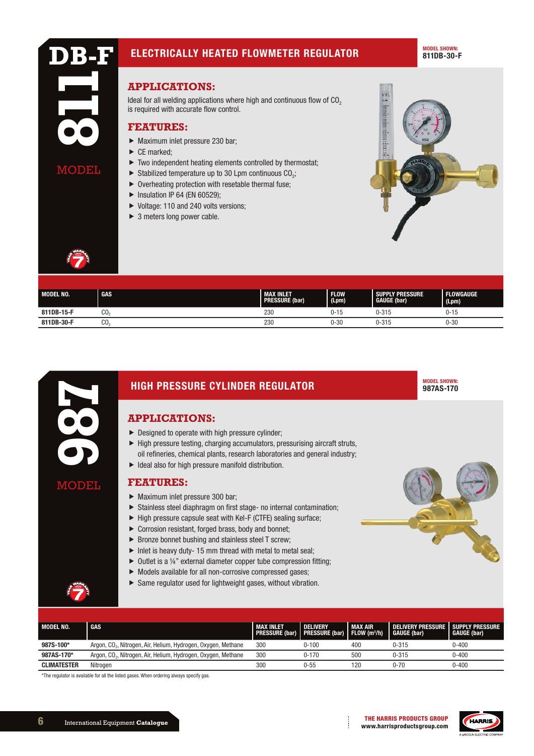# 811DB-F MODEL

## ELECTRICALLY HEATED FLOWMETER REGULATOR

MODEL SHOWN: **811DB-30-F**

### APPLICATIONS:

Ideal for all welding applications where high and continuous flow of $CO_2$ is required with accurate flow control.

### FEATURES:

- Maximum inlet pressure 230 bar;
- CE marked;
- Two independent heating elements controlled by thermostat;
- Stabilized temperature up to 30 Lpm continuous $CO_2$;
- Overheating protection with resetable thermal fuse;
- Insulation IP 64 (EN 60529);
- Voltage: 110 and 240 volts versions;
- 3 meters long power cable.

| MODEL NO. | GAS | MAX INLET PRESSURE (bar) | FLOW (Lpm) | SUPPLY PRESSURE GAUGE (bar) | FLOWGAUGE (Lpm) |
|---|---|---|---|---|---|
| 811DB-15-F | $CO_2$ | 230 | 0-15 | 0-315 | 0-15 |
| 811DB-30-F | $CO_2$ | 230 | 0-30 | 0-315 | 0-30 |

# 987 MODEL

## HIGH PRESSURE CYLINDER REGULATOR

MODEL SHOWN: **987AS-170**

### APPLICATIONS:

- Designed to operate with high pressure cylinder;
- High pressure testing, charging accumulators, pressurising aircraft struts, oil refineries, chemical plants, research laboratories and general industry;
- Ideal also for high pressure manifold distribution.

### FEATURES:

- Maximum inlet pressure 300 bar;
- Stainless steel diaphragm on first stage- no internal contamination;
- High pressure capsule seat with Kel-F (CTFE) sealing surface;
- Corrosion resistant, forged brass, body and bonnet;
- Bronze bonnet bushing and stainless steel T screw;
- Inlet is heavy duty- 15 mm thread with metal to metal seal;
- Outlet is a ¼" external diameter copper tube compression fitting;
- Models available for all non-corrosive compressed gases;
- Same regulator used for lightweight gases, without vibration.

| MODEL NO. | GAS | MAX INLET PRESSURE (bar) | DELIVERY PRESSURE (bar) | MAX AIR FLOW (m³/h) | DELIVERY PRESSURE GAUGE (bar) | SUPPLY PRESSURE GAUGE (bar) |
|---|---|---|---|---|---|---|
| 987S-100* | Argon, $CO_2$, Nitrogen, Air, Helium, Hydrogen, Oxygen, Methane | 300 | 0-100 | 400 | 0-315 | 0-400 |
| 987AS-170* | Argon, $CO_2$, Nitrogen, Air, Helium, Hydrogen, Oxygen, Methane | 300 | 0-170 | 500 | 0-315 | 0-400 |
| CLIMATESTER | Nitrogen | 300 | 0-55 | 120 | 0-70 | 0-400 |

*The regulator is available for all the listed gases. When ordering always specify gas.

International Equipment **Catalogue**

THE HARRIS PRODUCTS GROUP
www.harrisproductsgroup.com